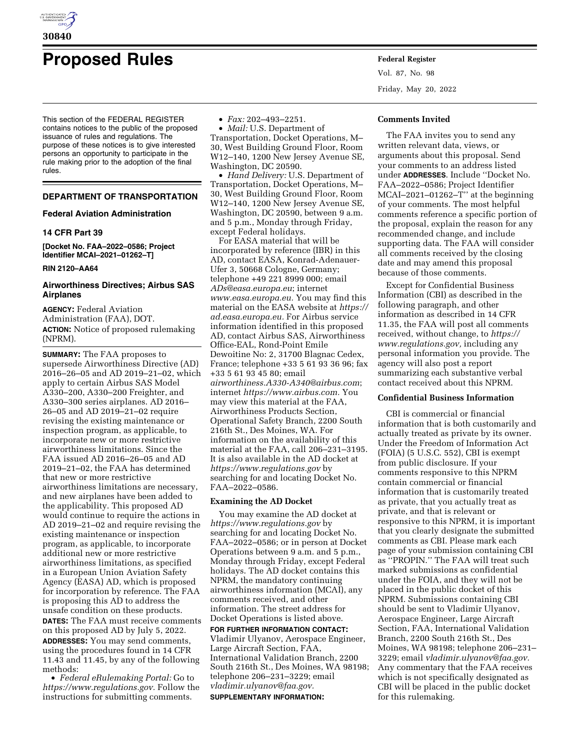# Proposed Rules

This section of the FEDERAL REGISTER contains notices to the public of the proposed issuance of rules and regulations. The purpose of these notices is to give interested persons an opportunity to participate in the rule making prior to the adoption of the final rules.

## DEPARTMENT OF TRANSPORTATION

### Federal Aviation Administration

### 14 CFR Part 39

**[Docket No. FAA–2022–0586; Project Identifier MCAI–2021–01262–T]**

**RIN 2120–AA64**

### Airworthiness Directives; Airbus SAS Airplanes

**AGENCY:** Federal Aviation Administration (FAA), DOT.

**ACTION:** Notice of proposed rulemaking (NPRM).

**SUMMARY:** The FAA proposes to supersede Airworthiness Directive (AD) 2016–26–05 and AD 2019–21–02, which apply to certain Airbus SAS Model A330–200, A330–200 Freighter, and A330–300 series airplanes. AD 2016–26–05 and AD 2019–21–02 require revising the existing maintenance or inspection program, as applicable, to incorporate new or more restrictive airworthiness limitations. Since the FAA issued AD 2016–26–05 and AD 2019–21–02, the FAA has determined that new or more restrictive airworthiness limitations are necessary, and new airplanes have been added to the applicability. This proposed AD would continue to require the actions in AD 2019–21–02 and require revising the existing maintenance or inspection program, as applicable, to incorporate additional new or more restrictive airworthiness limitations, as specified in a European Union Aviation Safety Agency (EASA) AD, which is proposed for incorporation by reference. The FAA is proposing this AD to address the unsafe condition on these products.

**DATES:** The FAA must receive comments on this proposed AD by July 5, 2022.

**ADDRESSES:** You may send comments, using the procedures found in 14 CFR 11.43 and 11.45, by any of the following methods:

- *Federal eRulemaking Portal:* Go to *https://www.regulations.gov.* Follow the instructions for submitting comments.
- *Fax:* 202–493–2251.
- *Mail:* U.S. Department of Transportation, Docket Operations, M–30, West Building Ground Floor, Room W12–140, 1200 New Jersey Avenue SE, Washington, DC 20590.
- *Hand Delivery:* U.S. Department of Transportation, Docket Operations, M–30, West Building Ground Floor, Room W12–140, 1200 New Jersey Avenue SE, Washington, DC 20590, between 9 a.m. and 5 p.m., Monday through Friday, except Federal holidays.

For EASA material that will be incorporated by reference (IBR) in this AD, contact EASA, Konrad-Adenauer-Ufer 3, 50668 Cologne, Germany; telephone +49 221 8999 000; email *ADs@easa.europa.eu*; internet *www.easa.europa.eu.* You may find this material on the EASA website at *https://ad.easa.europa.eu.* For Airbus service information identified in this proposed AD, contact Airbus SAS, Airworthiness Office-EAL, Rond-Point Emile Dewoitine No: 2, 31700 Blagnac Cedex, France; telephone +33 5 61 93 36 96; fax +33 5 61 93 45 80; email *airworthiness.A330-A340@airbus.com*; internet *https://www.airbus.com.* You may view this material at the FAA, Airworthiness Products Section, Operational Safety Branch, 2200 South 216th St., Des Moines, WA. For information on the availability of this material at the FAA, call 206–231–3195. It is also available in the AD docket at *https://www.regulations.gov* by searching for and locating Docket No. FAA–2022–0586.

**Examining the AD Docket**

You may examine the AD docket at *https://www.regulations.gov* by searching for and locating Docket No. FAA–2022–0586; or in person at Docket Operations between 9 a.m. and 5 p.m., Monday through Friday, except Federal holidays. The AD docket contains this NPRM, the mandatory continuing airworthiness information (MCAI), any comments received, and other information. The street address for Docket Operations is listed above.

**FOR FURTHER INFORMATION CONTACT:** Vladimir Ulyanov, Aerospace Engineer, Large Aircraft Section, FAA, International Validation Branch, 2200 South 216th St., Des Moines, WA 98198; telephone 206–231–3229; email *vladimir.ulyanov@faa.gov.*

**SUPPLEMENTARY INFORMATION:**

**Comments Invited**

The FAA invites you to send any written relevant data, views, or arguments about this proposal. Send your comments to an address listed under **ADDRESSES**. Include ''Docket No. FAA–2022–0586; Project Identifier MCAI–2021–01262–T'' at the beginning of your comments. The most helpful comments reference a specific portion of the proposal, explain the reason for any recommended change, and include supporting data. The FAA will consider all comments received by the closing date and may amend this proposal because of those comments.

Except for Confidential Business Information (CBI) as described in the following paragraph, and other information as described in 14 CFR 11.35, the FAA will post all comments received, without change, to *https://www.regulations.gov,* including any personal information you provide. The agency will also post a report summarizing each substantive verbal contact received about this NPRM.

**Confidential Business Information**

CBI is commercial or financial information that is both customarily and actually treated as private by its owner. Under the Freedom of Information Act (FOIA) (5 U.S.C. 552), CBI is exempt from public disclosure. If your comments responsive to this NPRM contain commercial or financial information that is customarily treated as private, that you actually treat as private, and that is relevant or responsive to this NPRM, it is important that you clearly designate the submitted comments as CBI. Please mark each page of your submission containing CBI as ''PROPIN.'' The FAA will treat such marked submissions as confidential under the FOIA, and they will not be placed in the public docket of this NPRM. Submissions containing CBI should be sent to Vladimir Ulyanov, Aerospace Engineer, Large Aircraft Section, FAA, International Validation Branch, 2200 South 216th St., Des Moines, WA 98198; telephone 206–231–3229; email *vladimir.ulyanov@faa.gov.* Any commentary that the FAA receives which is not specifically designated as CBI will be placed in the public docket for this rulemaking.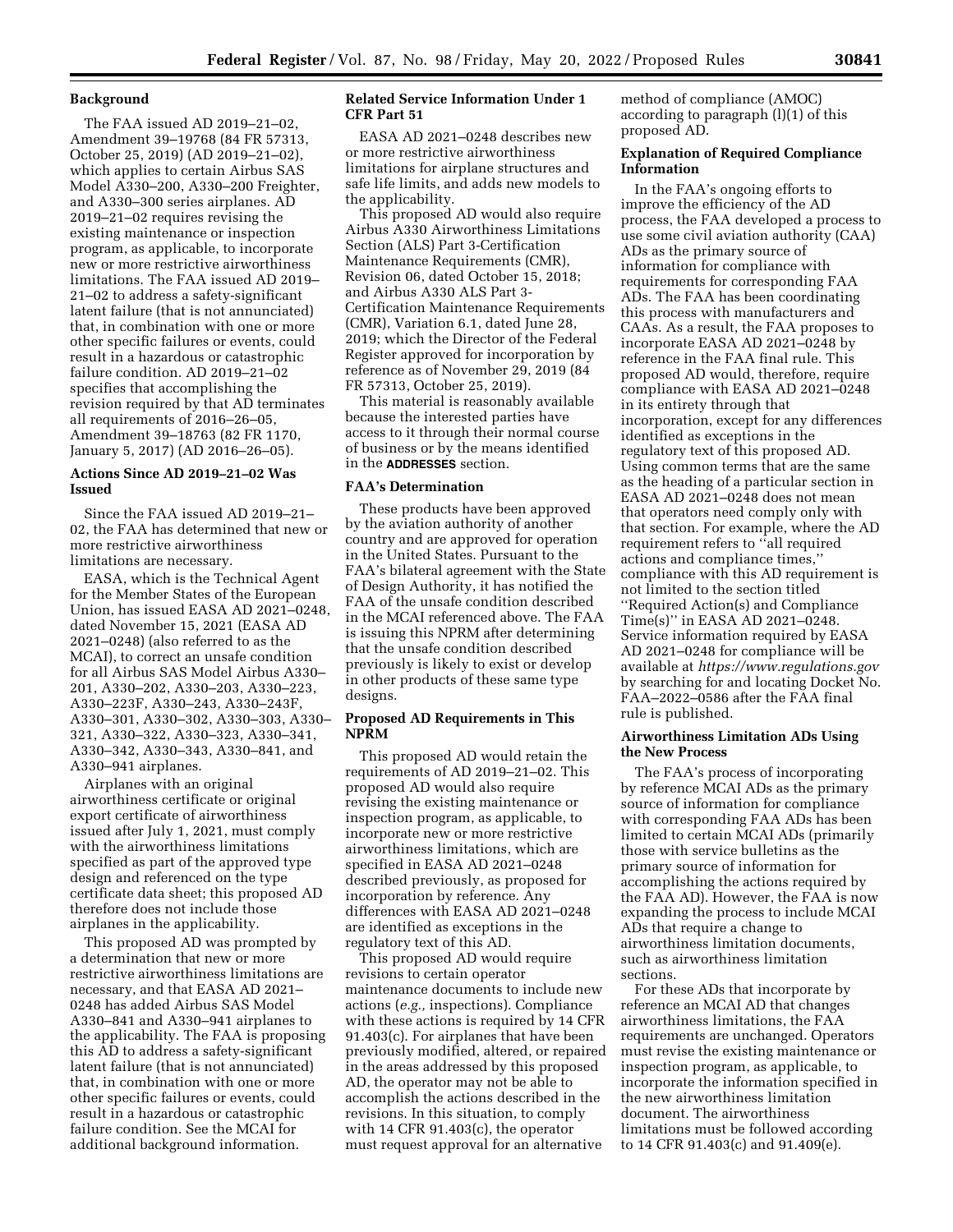### Background

The FAA issued AD 2019–21–02, Amendment 39–19768 (84 FR 57313, October 25, 2019) (AD 2019–21–02), which applies to certain Airbus SAS Model A330–200, A330–200 Freighter, and A330–300 series airplanes. AD 2019–21–02 requires revising the existing maintenance or inspection program, as applicable, to incorporate new or more restrictive airworthiness limitations. The FAA issued AD 2019–21–02 to address a safety-significant latent failure (that is not annunciated) that, in combination with one or more other specific failures or events, could result in a hazardous or catastrophic failure condition. AD 2019–21–02 specifies that accomplishing the revision required by that AD terminates all requirements of 2016–26–05, Amendment 39–18763 (82 FR 1170, January 5, 2017) (AD 2016–26–05).

### Actions Since AD 2019–21–02 Was Issued

Since the FAA issued AD 2019–21–02, the FAA has determined that new or more restrictive airworthiness limitations are necessary.

EASA, which is the Technical Agent for the Member States of the European Union, has issued EASA AD 2021–0248, dated November 15, 2021 (EASA AD 2021–0248) (also referred to as the MCAI), to correct an unsafe condition for all Airbus SAS Model Airbus A330–201, A330–202, A330–203, A330–223, A330–223F, A330–243, A330–243F, A330–301, A330–302, A330–303, A330–321, A330–322, A330–323, A330–341, A330–342, A330–343, A330–841, and A330–941 airplanes.

Airplanes with an original airworthiness certificate or original export certificate of airworthiness issued after July 1, 2021, must comply with the airworthiness limitations specified as part of the approved type design and referenced on the type certificate data sheet; this proposed AD therefore does not include those airplanes in the applicability.

This proposed AD was prompted by a determination that new or more restrictive airworthiness limitations are necessary, and that EASA AD 2021–0248 has added Airbus SAS Model A330–841 and A330–941 airplanes to the applicability. The FAA is proposing this AD to address a safety-significant latent failure (that is not annunciated) that, in combination with one or more other specific failures or events, could result in a hazardous or catastrophic failure condition. See the MCAI for additional background information.

### Related Service Information Under 1 CFR Part 51

EASA AD 2021–0248 describes new or more restrictive airworthiness limitations for airplane structures and safe life limits, and adds new models to the applicability.

This proposed AD would also require Airbus A330 Airworthiness Limitations Section (ALS) Part 3-Certification Maintenance Requirements (CMR), Revision 06, dated October 15, 2018; and Airbus A330 ALS Part 3-Certification Maintenance Requirements (CMR), Variation 6.1, dated June 28, 2019; which the Director of the Federal Register approved for incorporation by reference as of November 29, 2019 (84 FR 57313, October 25, 2019).

This material is reasonably available because the interested parties have access to it through their normal course of business or by the means identified in the **ADDRESSES** section.

### FAA's Determination

These products have been approved by the aviation authority of another country and are approved for operation in the United States. Pursuant to the FAA's bilateral agreement with the State of Design Authority, it has notified the FAA of the unsafe condition described in the MCAI referenced above. The FAA is issuing this NPRM after determining that the unsafe condition described previously is likely to exist or develop in other products of these same type designs.

### Proposed AD Requirements in This NPRM

This proposed AD would retain the requirements of AD 2019–21–02. This proposed AD would also require revising the existing maintenance or inspection program, as applicable, to incorporate new or more restrictive airworthiness limitations, which are specified in EASA AD 2021–0248 described previously, as proposed for incorporation by reference. Any differences with EASA AD 2021–0248 are identified as exceptions in the regulatory text of this AD.

This proposed AD would require revisions to certain operator maintenance documents to include new actions (*e.g.,* inspections). Compliance with these actions is required by 14 CFR 91.403(c). For airplanes that have been previously modified, altered, or repaired in the areas addressed by this proposed AD, the operator may not be able to accomplish the actions described in the revisions. In this situation, to comply with 14 CFR 91.403(c), the operator must request approval for an alternative method of compliance (AMOC) according to paragraph (l)(1) of this proposed AD.

### Explanation of Required Compliance Information

In the FAA's ongoing efforts to improve the efficiency of the AD process, the FAA developed a process to use some civil aviation authority (CAA) ADs as the primary source of information for compliance with requirements for corresponding FAA ADs. The FAA has been coordinating this process with manufacturers and CAAs. As a result, the FAA proposes to incorporate EASA AD 2021–0248 by reference in the FAA final rule. This proposed AD would, therefore, require compliance with EASA AD 2021–0248 in its entirety through that incorporation, except for any differences identified as exceptions in the regulatory text of this proposed AD. Using common terms that are the same as the heading of a particular section in EASA AD 2021–0248 does not mean that operators need comply only with that section. For example, where the AD requirement refers to ''all required actions and compliance times,'' compliance with this AD requirement is not limited to the section titled ''Required Action(s) and Compliance Time(s)'' in EASA AD 2021–0248. Service information required by EASA AD 2021–0248 for compliance will be available at *https://www.regulations.gov* by searching for and locating Docket No. FAA–2022–0586 after the FAA final rule is published.

### Airworthiness Limitation ADs Using the New Process

The FAA's process of incorporating by reference MCAI ADs as the primary source of information for compliance with corresponding FAA ADs has been limited to certain MCAI ADs (primarily those with service bulletins as the primary source of information for accomplishing the actions required by the FAA AD). However, the FAA is now expanding the process to include MCAI ADs that require a change to airworthiness limitation documents, such as airworthiness limitation sections.

For these ADs that incorporate by reference an MCAI AD that changes airworthiness limitations, the FAA requirements are unchanged. Operators must revise the existing maintenance or inspection program, as applicable, to incorporate the information specified in the new airworthiness limitation document. The airworthiness limitations must be followed according to 14 CFR 91.403(c) and 91.409(e).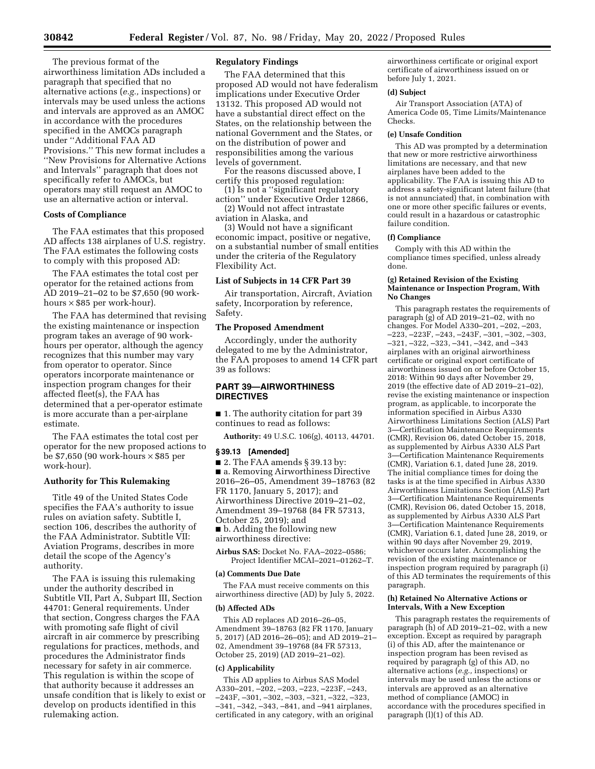The previous format of the airworthiness limitation ADs included a paragraph that specified that no alternative actions (*e.g.,* inspections) or intervals may be used unless the actions and intervals are approved as an AMOC in accordance with the procedures specified in the AMOCs paragraph under ''Additional FAA AD Provisions.'' This new format includes a ''New Provisions for Alternative Actions and Intervals'' paragraph that does not specifically refer to AMOCs, but operators may still request an AMOC to use an alternative action or interval.

## Costs of Compliance

The FAA estimates that this proposed AD affects 138 airplanes of U.S. registry. The FAA estimates the following costs to comply with this proposed AD:

The FAA estimates the total cost per operator for the retained actions from AD 2019–21–02 to be $7,650 (90 work-hours × $85 per work-hour).

The FAA has determined that revising the existing maintenance or inspection program takes an average of 90 work-hours per operator, although the agency recognizes that this number may vary from operator to operator. Since operators incorporate maintenance or inspection program changes for their affected fleet(s), the FAA has determined that a per-operator estimate is more accurate than a per-airplane estimate.

The FAA estimates the total cost per operator for the new proposed actions to be $7,650 (90 work-hours × $85 per work-hour).

## Authority for This Rulemaking

Title 49 of the United States Code specifies the FAA's authority to issue rules on aviation safety. Subtitle I, section 106, describes the authority of the FAA Administrator. Subtitle VII: Aviation Programs, describes in more detail the scope of the Agency's authority.

The FAA is issuing this rulemaking under the authority described in Subtitle VII, Part A, Subpart III, Section 44701: General requirements. Under that section, Congress charges the FAA with promoting safe flight of civil aircraft in air commerce by prescribing regulations for practices, methods, and procedures the Administrator finds necessary for safety in air commerce. This regulation is within the scope of that authority because it addresses an unsafe condition that is likely to exist or develop on products identified in this rulemaking action.

## Regulatory Findings

The FAA determined that this proposed AD would not have federalism implications under Executive Order 13132. This proposed AD would not have a substantial direct effect on the States, on the relationship between the national Government and the States, or on the distribution of power and responsibilities among the various levels of government.

For the reasons discussed above, I certify this proposed regulation:

(1) Is not a ''significant regulatory action'' under Executive Order 12866,

(2) Would not affect intrastate aviation in Alaska, and

(3) Would not have a significant economic impact, positive or negative, on a substantial number of small entities under the criteria of the Regulatory Flexibility Act.

## List of Subjects in 14 CFR Part 39

Air transportation, Aircraft, Aviation safety, Incorporation by reference, Safety.

## The Proposed Amendment

Accordingly, under the authority delegated to me by the Administrator, the FAA proposes to amend 14 CFR part 39 as follows:

## PART 39—AIRWORTHINESS DIRECTIVES

■ 1. The authority citation for part 39 continues to read as follows:

**Authority:** 49 U.S.C. 106(g), 40113, 44701.

### § 39.13 [Amended]

■ 2. The FAA amends § 39.13 by:

■ a. Removing Airworthiness Directive 2016–26–05, Amendment 39–18763 (82 FR 1170, January 5, 2017); and Airworthiness Directive 2019–21–02, Amendment 39–19768 (84 FR 57313, October 25, 2019); and

■ b. Adding the following new airworthiness directive:

**Airbus SAS:** Docket No. FAA–2022–0586; Project Identifier MCAI–2021–01262–T.

**(a) Comments Due Date**

The FAA must receive comments on this airworthiness directive (AD) by July 5, 2022.

**(b) Affected ADs**

This AD replaces AD 2016–26–05, Amendment 39–18763 (82 FR 1170, January 5, 2017) (AD 2016–26–05); and AD 2019–21–02, Amendment 39–19768 (84 FR 57313, October 25, 2019) (AD 2019–21–02).

**(c) Applicability**

This AD applies to Airbus SAS Model A330–201, –202, –203, –223, –223F, –243, –243F, –301, –302, –303, –321, –322, –323, –341, –342, –343, –841, and –941 airplanes, certificated in any category, with an original airworthiness certificate or original export certificate of airworthiness issued on or before July 1, 2021.

**(d) Subject**

Air Transport Association (ATA) of America Code 05, Time Limits/Maintenance Checks.

**(e) Unsafe Condition**

This AD was prompted by a determination that new or more restrictive airworthiness limitations are necessary, and that new airplanes have been added to the applicability. The FAA is issuing this AD to address a safety-significant latent failure (that is not annunciated) that, in combination with one or more other specific failures or events, could result in a hazardous or catastrophic failure condition.

**(f) Compliance**

Comply with this AD within the compliance times specified, unless already done.

**(g) Retained Revision of the Existing Maintenance or Inspection Program, With No Changes**

This paragraph restates the requirements of paragraph (g) of AD 2019–21–02, with no changes. For Model A330–201, –202, –203, –223, –223F, –243, –243F, –301, –302, –303, –321, –322, –323, –341, –342, and –343 airplanes with an original airworthiness certificate or original export certificate of airworthiness issued on or before October 15, 2018: Within 90 days after November 29, 2019 (the effective date of AD 2019–21–02), revise the existing maintenance or inspection program, as applicable, to incorporate the information specified in Airbus A330 Airworthiness Limitations Section (ALS) Part 3—Certification Maintenance Requirements (CMR), Revision 06, dated October 15, 2018, as supplemented by Airbus A330 ALS Part 3—Certification Maintenance Requirements (CMR), Variation 6.1, dated June 28, 2019. The initial compliance times for doing the tasks is at the time specified in Airbus A330 Airworthiness Limitations Section (ALS) Part 3—Certification Maintenance Requirements (CMR), Revision 06, dated October 15, 2018, as supplemented by Airbus A330 ALS Part 3—Certification Maintenance Requirements (CMR), Variation 6.1, dated June 28, 2019, or within 90 days after November 29, 2019, whichever occurs later. Accomplishing the revision of the existing maintenance or inspection program required by paragraph (i) of this AD terminates the requirements of this paragraph.

**(h) Retained No Alternative Actions or Intervals, With a New Exception**

This paragraph restates the requirements of paragraph (h) of AD 2019–21–02, with a new exception. Except as required by paragraph (i) of this AD, after the maintenance or inspection program has been revised as required by paragraph (g) of this AD, no alternative actions (*e.g.,* inspections) or intervals may be used unless the actions or intervals are approved as an alternative method of compliance (AMOC) in accordance with the procedures specified in paragraph (l)(1) of this AD.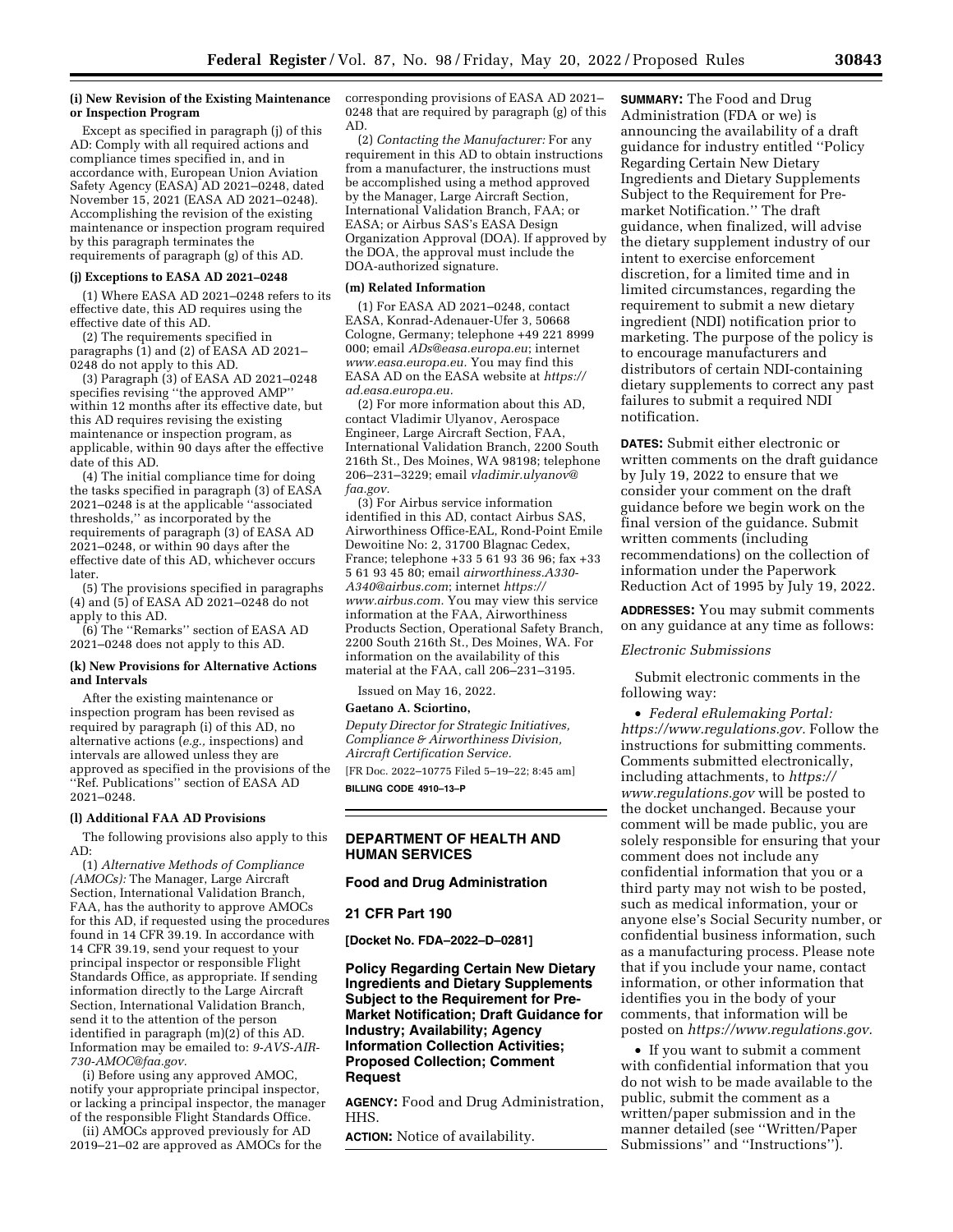#### (i) New Revision of the Existing Maintenance or Inspection Program

Except as specified in paragraph (j) of this AD: Comply with all required actions and compliance times specified in, and in accordance with, European Union Aviation Safety Agency (EASA) AD 2021–0248, dated November 15, 2021 (EASA AD 2021–0248). Accomplishing the revision of the existing maintenance or inspection program required by this paragraph terminates the requirements of paragraph (g) of this AD.

#### (j) Exceptions to EASA AD 2021–0248

(1) Where EASA AD 2021–0248 refers to its effective date, this AD requires using the effective date of this AD.

(2) The requirements specified in paragraphs (1) and (2) of EASA AD 2021–0248 do not apply to this AD.

(3) Paragraph (3) of EASA AD 2021–0248 specifies revising "the approved AMP" within 12 months after its effective date, but this AD requires revising the existing maintenance or inspection program, as applicable, within 90 days after the effective date of this AD.

(4) The initial compliance time for doing the tasks specified in paragraph (3) of EASA 2021–0248 is at the applicable "associated thresholds," as incorporated by the requirements of paragraph (3) of EASA AD 2021–0248, or within 90 days after the effective date of this AD, whichever occurs later.

(5) The provisions specified in paragraphs (4) and (5) of EASA AD 2021–0248 do not apply to this AD.

(6) The "Remarks" section of EASA AD 2021–0248 does not apply to this AD.

#### (k) New Provisions for Alternative Actions and Intervals

After the existing maintenance or inspection program has been revised as required by paragraph (i) of this AD, no alternative actions (*e.g.,* inspections) and intervals are allowed unless they are approved as specified in the provisions of the "Ref. Publications" section of EASA AD 2021–0248.

#### (l) Additional FAA AD Provisions

The following provisions also apply to this AD:

(1) *Alternative Methods of Compliance (AMOCs):* The Manager, Large Aircraft Section, International Validation Branch, FAA, has the authority to approve AMOCs for this AD, if requested using the procedures found in 14 CFR 39.19. In accordance with 14 CFR 39.19, send your request to your principal inspector or responsible Flight Standards Office, as appropriate. If sending information directly to the Large Aircraft Section, International Validation Branch, send it to the attention of the person identified in paragraph (m)(2) of this AD. Information may be emailed to: *9-AVS-AIR-730-AMOC@faa.gov.*

(i) Before using any approved AMOC, notify your appropriate principal inspector, or lacking a principal inspector, the manager of the responsible Flight Standards Office.

(ii) AMOCs approved previously for AD 2019–21–02 are approved as AMOCs for the corresponding provisions of EASA AD 2021–0248 that are required by paragraph (g) of this AD.

(2) *Contacting the Manufacturer:* For any requirement in this AD to obtain instructions from a manufacturer, the instructions must be accomplished using a method approved by the Manager, Large Aircraft Section, International Validation Branch, FAA; or EASA; or Airbus SAS's EASA Design Organization Approval (DOA). If approved by the DOA, the approval must include the DOA-authorized signature.

#### (m) Related Information

(1) For EASA AD 2021–0248, contact EASA, Konrad-Adenauer-Ufer 3, 50668 Cologne, Germany; telephone +49 221 8999 000; email *ADs@easa.europa.eu*; internet *www.easa.europa.eu.* You may find this EASA AD on the EASA website at *https://ad.easa.europa.eu.*

(2) For more information about this AD, contact Vladimir Ulyanov, Aerospace Engineer, Large Aircraft Section, FAA, International Validation Branch, 2200 South 216th St., Des Moines, WA 98198; telephone 206–231–3229; email *vladimir.ulyanov@faa.gov.*

(3) For Airbus service information identified in this AD, contact Airbus SAS, Airworthiness Office-EAL, Rond-Point Emile Dewoitine No: 2, 31700 Blagnac Cedex, France; telephone +33 5 61 93 36 96; fax +33 5 61 93 45 80; email *airworthiness.A330-A340@airbus.com*; internet *https://www.airbus.com.* You may view this service information at the FAA, Airworthiness Products Section, Operational Safety Branch, 2200 South 216th St., Des Moines, WA. For information on the availability of this material at the FAA, call 206–231–3195.

Issued on May 16, 2022.

**Gaetano A. Sciortino,**

*Deputy Director for Strategic Initiatives, Compliance & Airworthiness Division, Aircraft Certification Service.*

[FR Doc. 2022–10775 Filed 5–19–22; 8:45 am]

**BILLING CODE 4910–13–P**

---

## DEPARTMENT OF HEALTH AND HUMAN SERVICES

### Food and Drug Administration

### 21 CFR Part 190

**[Docket No. FDA–2022–D–0281]**

### Policy Regarding Certain New Dietary Ingredients and Dietary Supplements Subject to the Requirement for Pre-Market Notification; Draft Guidance for Industry; Availability; Agency Information Collection Activities; Proposed Collection; Comment Request

**AGENCY:** Food and Drug Administration, HHS.

**ACTION:** Notice of availability.

**SUMMARY:** The Food and Drug Administration (FDA or we) is announcing the availability of a draft guidance for industry entitled "Policy Regarding Certain New Dietary Ingredients and Dietary Supplements Subject to the Requirement for Pre-market Notification." The draft guidance, when finalized, will advise the dietary supplement industry of our intent to exercise enforcement discretion, for a limited time and in limited circumstances, regarding the requirement to submit a new dietary ingredient (NDI) notification prior to marketing. The purpose of the policy is to encourage manufacturers and distributors of certain NDI-containing dietary supplements to correct any past failures to submit a required NDI notification.

**DATES:** Submit either electronic or written comments on the draft guidance by July 19, 2022 to ensure that we consider your comment on the draft guidance before we begin work on the final version of the guidance. Submit written comments (including recommendations) on the collection of information under the Paperwork Reduction Act of 1995 by July 19, 2022.

**ADDRESSES:** You may submit comments on any guidance at any time as follows:

*Electronic Submissions*

Submit electronic comments in the following way:

- *Federal eRulemaking Portal: https://www.regulations.gov.* Follow the instructions for submitting comments. Comments submitted electronically, including attachments, to *https://www.regulations.gov* will be posted to the docket unchanged. Because your comment will be made public, you are solely responsible for ensuring that your comment does not include any confidential information that you or a third party may not wish to be posted, such as medical information, your or anyone else's Social Security number, or confidential business information, such as a manufacturing process. Please note that if you include your name, contact information, or other information that identifies you in the body of your comments, that information will be posted on *https://www.regulations.gov.*
- If you want to submit a comment with confidential information that you do not wish to be made available to the public, submit the comment as a written/paper submission and in the manner detailed (see "Written/Paper Submissions" and "Instructions").